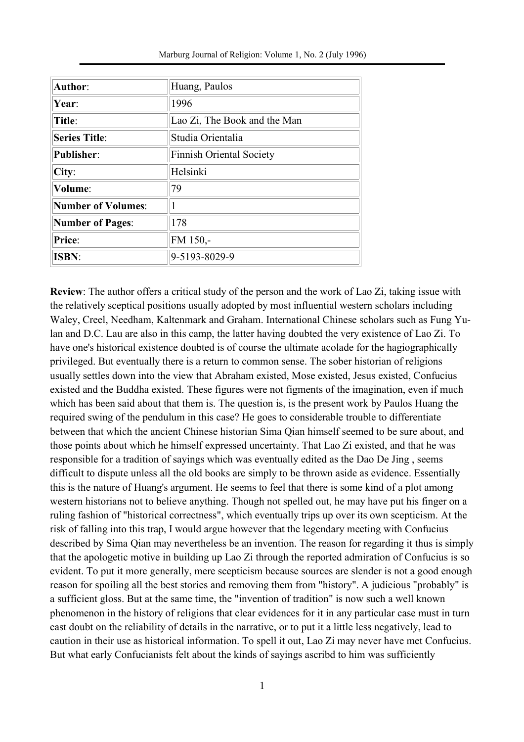| | |
|---|---|
| **Author**: | Huang, Paulos |
| **Year**: | 1996 |
| **Title**: | Lao Zi, The Book and the Man |
| **Series Title**: | Studia Orientalia |
| **Publisher**: | Finnish Oriental Society |
| **City**: | Helsinki |
| **Volume**: | 79 |
| **Number of Volumes**: | 1 |
| **Number of Pages**: | 178 |
| **Price**: | FM 150,- |
| **ISBN**: | 9-5193-8029-9 |

**Review**: The author offers a critical study of the person and the work of Lao Zi, taking issue with the relatively sceptical positions usually adopted by most influential western scholars including Waley, Creel, Needham, Kaltenmark and Graham. International Chinese scholars such as Fung Yu-lan and D.C. Lau are also in this camp, the latter having doubted the very existence of Lao Zi. To have one's historical existence doubted is of course the ultimate acolade for the hagiographically privileged. But eventually there is a return to common sense. The sober historian of religions usually settles down into the view that Abraham existed, Mose existed, Jesus existed, Confucius existed and the Buddha existed. These figures were not figments of the imagination, even if much which has been said about that them is. The question is, is the present work by Paulos Huang the required swing of the pendulum in this case? He goes to considerable trouble to differentiate between that which the ancient Chinese historian Sima Qian himself seemed to be sure about, and those points about which he himself expressed uncertainty. That Lao Zi existed, and that he was responsible for a tradition of sayings which was eventually edited as the Dao De Jing , seems difficult to dispute unless all the old books are simply to be thrown aside as evidence. Essentially this is the nature of Huang's argument. He seems to feel that there is some kind of a plot among western historians not to believe anything. Though not spelled out, he may have put his finger on a ruling fashion of "historical correctness", which eventually trips up over its own scepticism. At the risk of falling into this trap, I would argue however that the legendary meeting with Confucius described by Sima Qian may nevertheless be an invention. The reason for regarding it thus is simply that the apologetic motive in building up Lao Zi through the reported admiration of Confucius is so evident. To put it more generally, mere scepticism because sources are slender is not a good enough reason for spoiling all the best stories and removing them from "history". A judicious "probably" is a sufficient gloss. But at the same time, the "invention of tradition" is now such a well known phenomenon in the history of religions that clear evidences for it in any particular case must in turn cast doubt on the reliability of details in the narrative, or to put it a little less negatively, lead to caution in their use as historical information. To spell it out, Lao Zi may never have met Confucius. But what early Confucianists felt about the kinds of sayings ascribd to him was sufficiently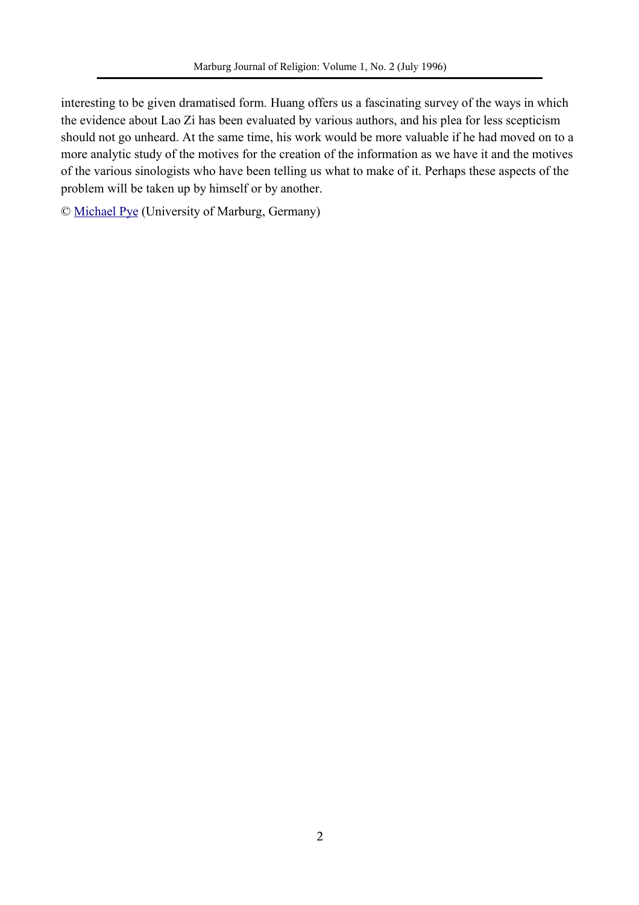interesting to be given dramatised form. Huang offers us a fascinating survey of the ways in which the evidence about Lao Zi has been evaluated by various authors, and his plea for less scepticism should not go unheard. At the same time, his work would be more valuable if he had moved on to a more analytic study of the motives for the creation of the information as we have it and the motives of the various sinologists who have been telling us what to make of it. Perhaps these aspects of the problem will be taken up by himself or by another.

© Michael Pye (University of Marburg, Germany)